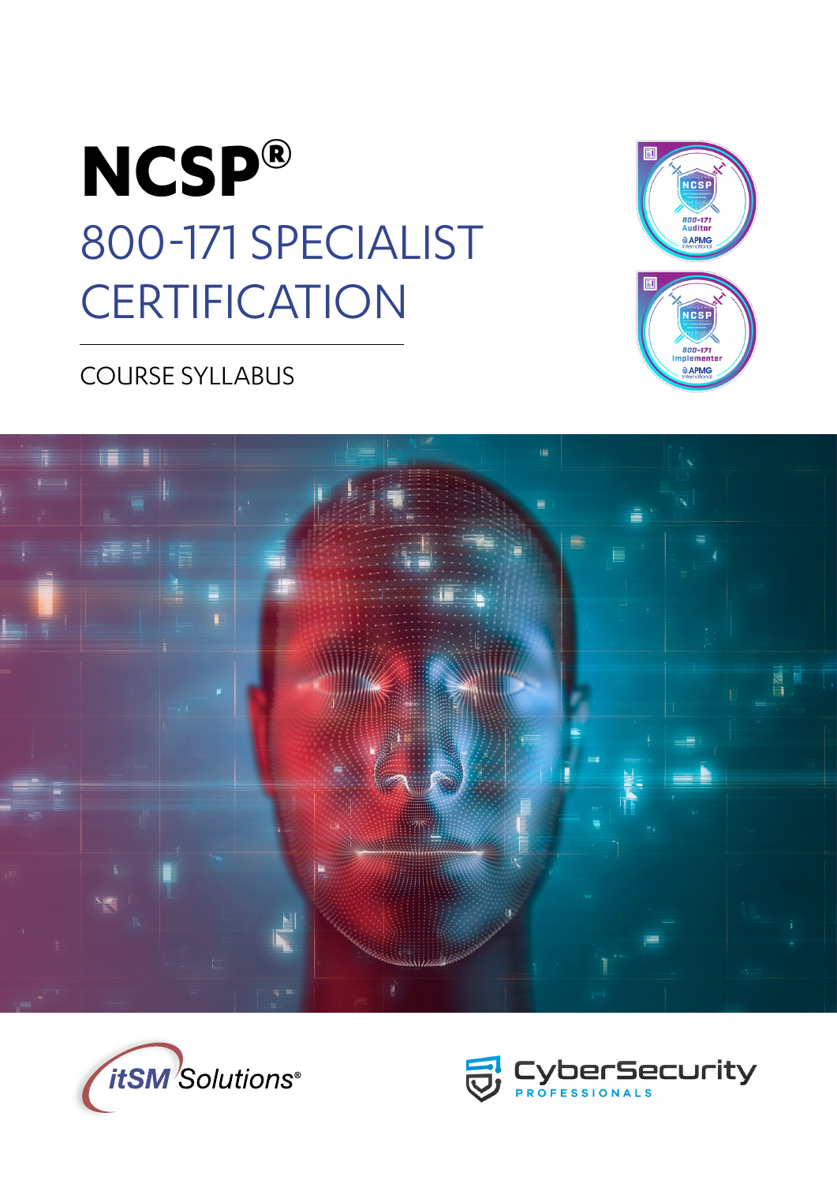# NCSP®

## 800-171 SPECIALIST CERTIFICATION

COURSE SYLLABUS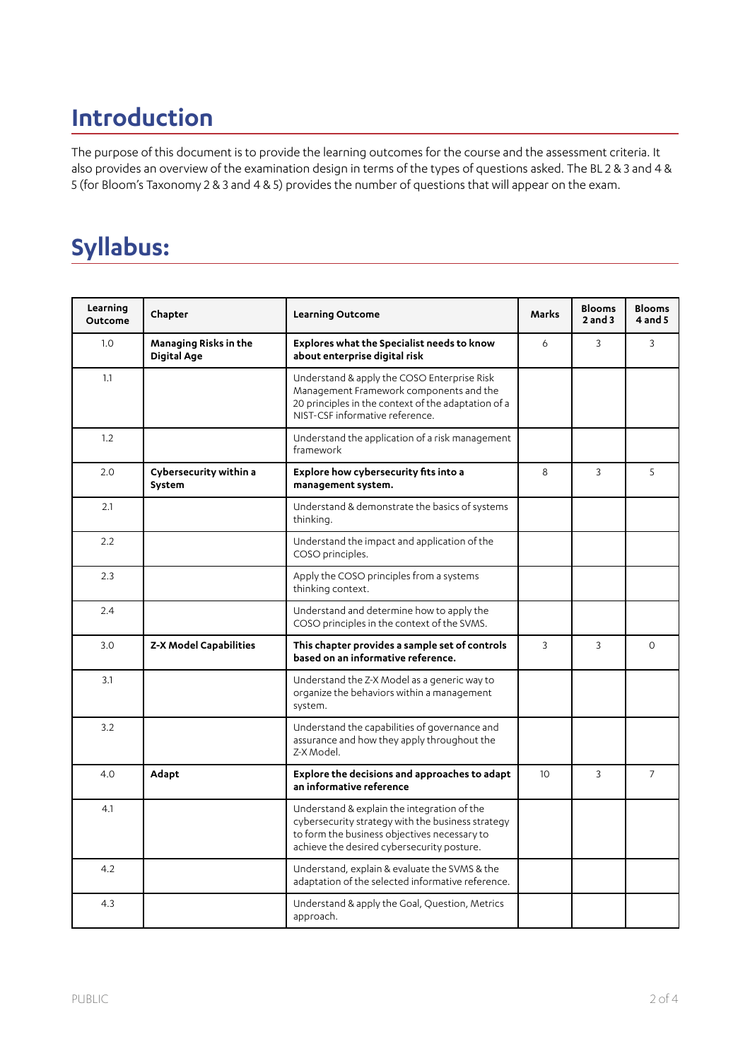# Introduction

The purpose of this document is to provide the learning outcomes for the course and the assessment criteria. It also provides an overview of the examination design in terms of the types of questions asked. The BL 2 & 3 and 4 & 5 (for Bloom's Taxonomy 2 & 3 and 4 & 5) provides the number of questions that will appear on the exam.

# Syllabus:

| Learning Outcome | Chapter | Learning Outcome | Marks | Blooms 2 and 3 | Blooms 4 and 5 |
|---|---|---|---|---|---|
| 1.0 | **Managing Risks in the Digital Age** | **Explores what the Specialist needs to know about enterprise digital risk** | 6 | 3 | 3 |
| 1.1 | | Understand & apply the COSO Enterprise Risk Management Framework components and the 20 principles in the context of the adaptation of a NIST-CSF informative reference. | | | |
| 1.2 | | Understand the application of a risk management framework | | | |
| 2.0 | **Cybersecurity within a System** | **Explore how cybersecurity fits into a management system.** | 8 | 3 | 5 |
| 2.1 | | Understand & demonstrate the basics of systems thinking. | | | |
| 2.2 | | Understand the impact and application of the COSO principles. | | | |
| 2.3 | | Apply the COSO principles from a systems thinking context. | | | |
| 2.4 | | Understand and determine how to apply the COSO principles in the context of the SVMS. | | | |
| 3.0 | **Z-X Model Capabilities** | **This chapter provides a sample set of controls based on an informative reference.** | 3 | 3 | 0 |
| 3.1 | | Understand the Z-X Model as a generic way to organize the behaviors within a management system. | | | |
| 3.2 | | Understand the capabilities of governance and assurance and how they apply throughout the Z-X Model. | | | |
| 4.0 | **Adapt** | **Explore the decisions and approaches to adapt an informative reference** | 10 | 3 | 7 |
| 4.1 | | Understand & explain the integration of the cybersecurity strategy with the business strategy to form the business objectives necessary to achieve the desired cybersecurity posture. | | | |
| 4.2 | | Understand, explain & evaluate the SVMS & the adaptation of the selected informative reference. | | | |
| 4.3 | | Understand & apply the Goal, Question, Metrics approach. | | | |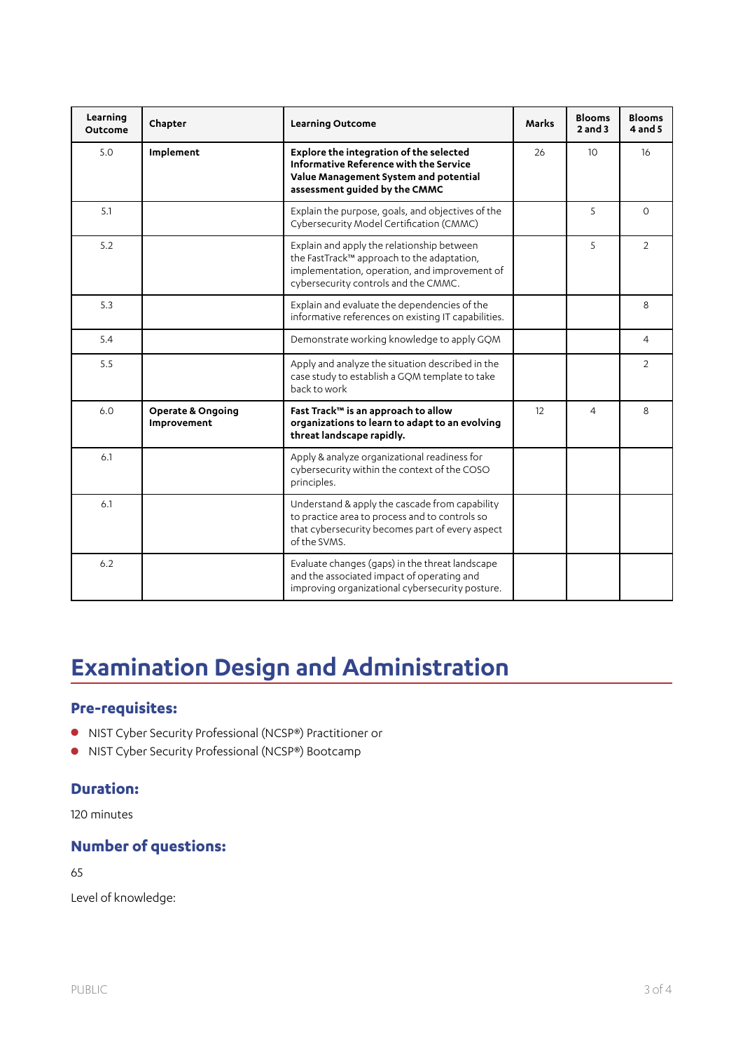| Learning Outcome | Chapter | Learning Outcome | Marks | Blooms 2 and 3 | Blooms 4 and 5 |
|---|---|---|---|---|---|
| 5.0 | **Implement** | **Explore the integration of the selected Informative Reference with the Service Value Management System and potential assessment guided by the CMMC** | 26 | 10 | 16 |
| 5.1 | | Explain the purpose, goals, and objectives of the Cybersecurity Model Certification (CMMC) | | 5 | 0 |
| 5.2 | | Explain and apply the relationship between the FastTrack™ approach to the adaptation, implementation, operation, and improvement of cybersecurity controls and the CMMC. | | 5 | 2 |
| 5.3 | | Explain and evaluate the dependencies of the informative references on existing IT capabilities. | | | 8 |
| 5.4 | | Demonstrate working knowledge to apply GQM | | | 4 |
| 5.5 | | Apply and analyze the situation described in the case study to establish a GQM template to take back to work | | | 2 |
| 6.0 | **Operate & Ongoing Improvement** | **Fast Track™ is an approach to allow organizations to learn to adapt to an evolving threat landscape rapidly.** | 12 | 4 | 8 |
| 6.1 | | Apply & analyze organizational readiness for cybersecurity within the context of the COSO principles. | | | |
| 6.1 | | Understand & apply the cascade from capability to practice area to process and to controls so that cybersecurity becomes part of every aspect of the SVMS. | | | |
| 6.2 | | Evaluate changes (gaps) in the threat landscape and the associated impact of operating and improving organizational cybersecurity posture. | | | |

# Examination Design and Administration

## Pre-requisites:

- NIST Cyber Security Professional (NCSP®) Practitioner or
- NIST Cyber Security Professional (NCSP®) Bootcamp

## Duration:

120 minutes

## Number of questions:

65

Level of knowledge: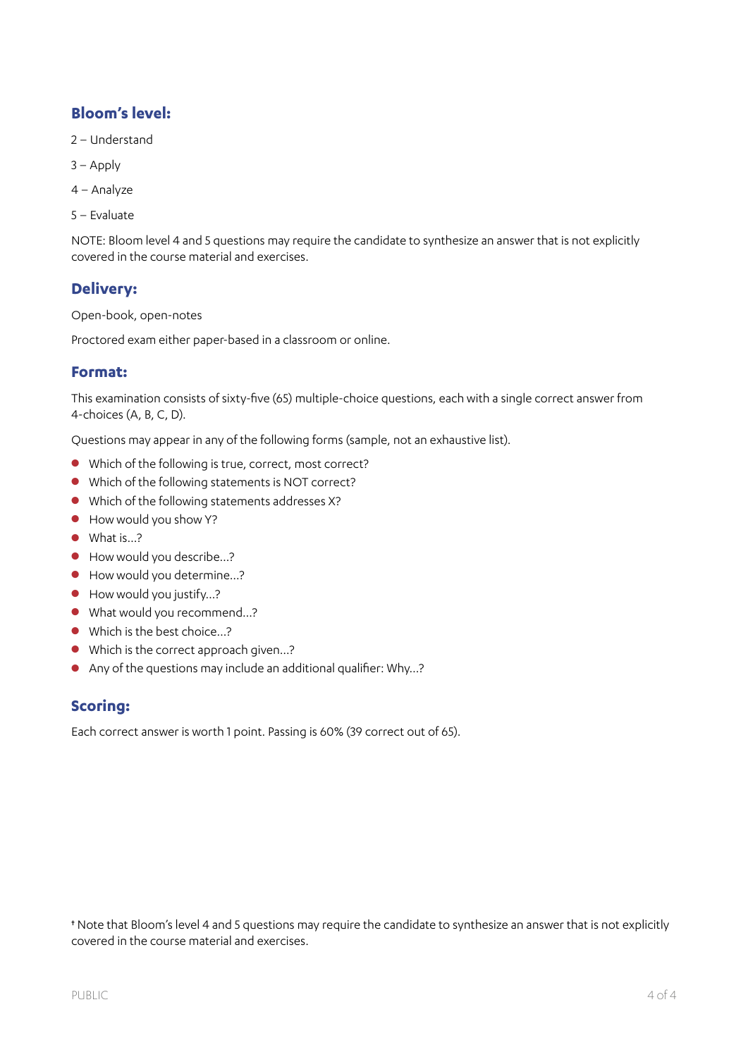## Bloom's level:

2 – Understand

3 – Apply

4 – Analyze

5 – Evaluate

NOTE: Bloom level 4 and 5 questions may require the candidate to synthesize an answer that is not explicitly covered in the course material and exercises.

## Delivery:

Open-book, open-notes

Proctored exam either paper-based in a classroom or online.

## Format:

This examination consists of sixty-five (65) multiple-choice questions, each with a single correct answer from 4-choices (A, B, C, D).

Questions may appear in any of the following forms (sample, not an exhaustive list).

- Which of the following is true, correct, most correct?
- Which of the following statements is NOT correct?
- Which of the following statements addresses X?
- How would you show Y?
- What is...?
- How would you describe...?
- How would you determine...?
- How would you justify...?
- What would you recommend...?
- Which is the best choice...?
- Which is the correct approach given...?
- Any of the questions may include an additional qualifier: Why...?

## Scoring:

Each correct answer is worth 1 point. Passing is 60% (39 correct out of 65).

[†] Note that Bloom's level 4 and 5 questions may require the candidate to synthesize an answer that is not explicitly covered in the course material and exercises.

PUBLIC